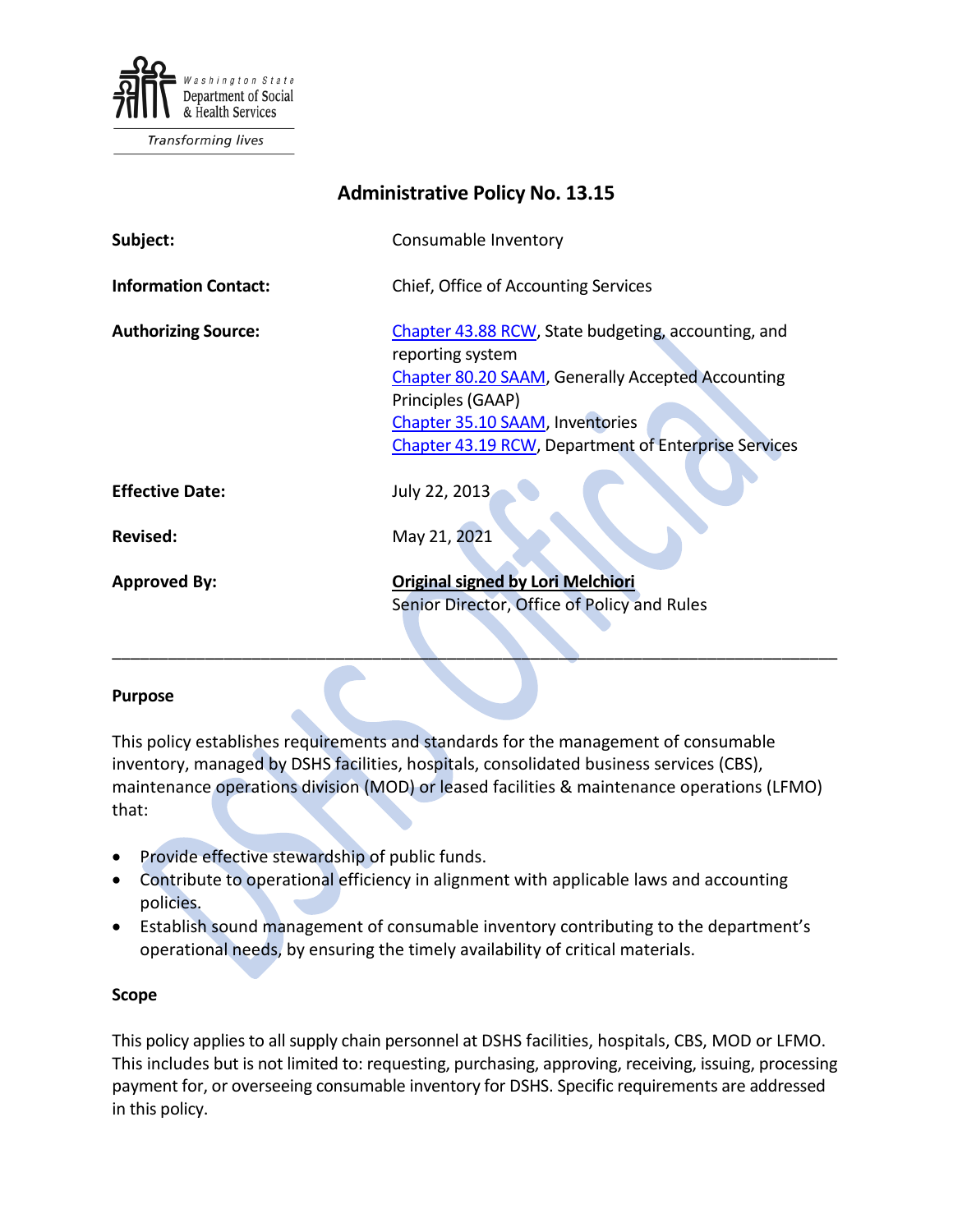Washington State Department of Social & Health Services

Transforming lives

# Administrative Policy No. 13.15

| | |
|---|---|
| **Subject:** | Consumable Inventory |
| **Information Contact:** | Chief, Office of Accounting Services |
| **Authorizing Source:** | [Chapter 43.88 RCW](), State budgeting, accounting, and reporting system<br>[Chapter 80.20 SAAM](), Generally Accepted Accounting Principles (GAAP)<br>[Chapter 35.10 SAAM](), Inventories<br>[Chapter 43.19 RCW](), Department of Enterprise Services |
| **Effective Date:** | July 22, 2013 |
| **Revised:** | May 21, 2021 |
| **Approved By:** | **Original signed by Lori Melchiori**<br>Senior Director, Office of Policy and Rules |

---

### Purpose

This policy establishes requirements and standards for the management of consumable inventory, managed by DSHS facilities, hospitals, consolidated business services (CBS), maintenance operations division (MOD) or leased facilities & maintenance operations (LFMO) that:

- Provide effective stewardship of public funds.
- Contribute to operational efficiency in alignment with applicable laws and accounting policies.
- Establish sound management of consumable inventory contributing to the department's operational needs, by ensuring the timely availability of critical materials.

### Scope

This policy applies to all supply chain personnel at DSHS facilities, hospitals, CBS, MOD or LFMO. This includes but is not limited to: requesting, purchasing, approving, receiving, issuing, processing payment for, or overseeing consumable inventory for DSHS. Specific requirements are addressed in this policy.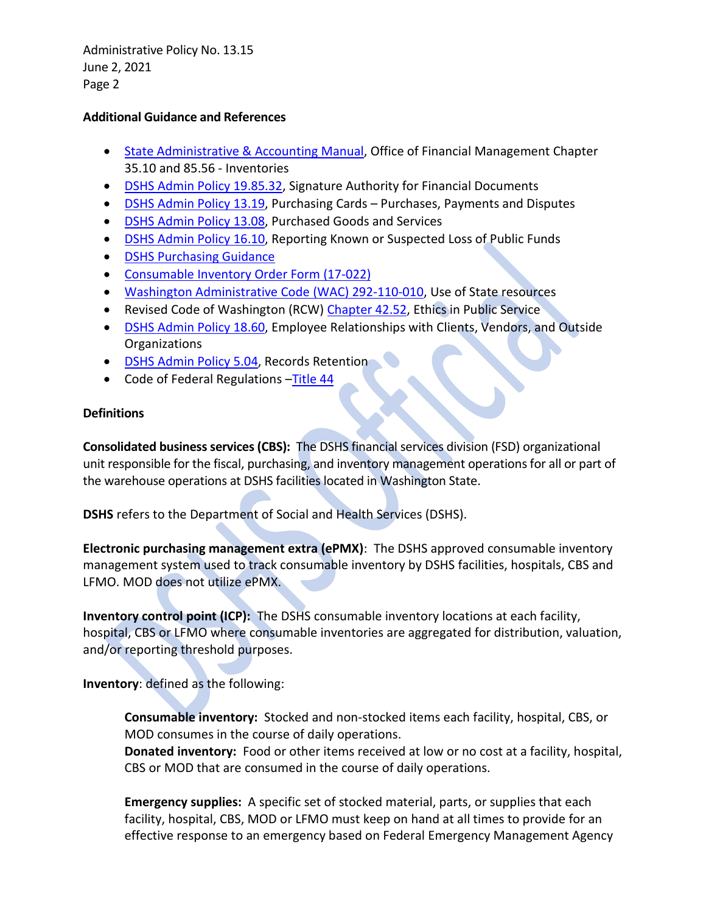**Additional Guidance and References**

- State Administrative & Accounting Manual, Office of Financial Management Chapter 35.10 and 85.56 - Inventories
- DSHS Admin Policy 19.85.32, Signature Authority for Financial Documents
- DSHS Admin Policy 13.19, Purchasing Cards – Purchases, Payments and Disputes
- DSHS Admin Policy 13.08, Purchased Goods and Services
- DSHS Admin Policy 16.10, Reporting Known or Suspected Loss of Public Funds
- DSHS Purchasing Guidance
- Consumable Inventory Order Form (17-022)
- Washington Administrative Code (WAC) 292-110-010, Use of State resources
- Revised Code of Washington (RCW) Chapter 42.52, Ethics in Public Service
- DSHS Admin Policy 18.60, Employee Relationships with Clients, Vendors, and Outside Organizations
- DSHS Admin Policy 5.04, Records Retention
- Code of Federal Regulations –Title 44

**Definitions**

**Consolidated business services (CBS):** The DSHS financial services division (FSD) organizational unit responsible for the fiscal, purchasing, and inventory management operations for all or part of the warehouse operations at DSHS facilities located in Washington State.

**DSHS** refers to the Department of Social and Health Services (DSHS).

**Electronic purchasing management extra (ePMX)**: The DSHS approved consumable inventory management system used to track consumable inventory by DSHS facilities, hospitals, CBS and LFMO. MOD does not utilize ePMX.

**Inventory control point (ICP):** The DSHS consumable inventory locations at each facility, hospital, CBS or LFMO where consumable inventories are aggregated for distribution, valuation, and/or reporting threshold purposes.

**Inventory**: defined as the following:

> **Consumable inventory:** Stocked and non-stocked items each facility, hospital, CBS, or MOD consumes in the course of daily operations.
> **Donated inventory:** Food or other items received at low or no cost at a facility, hospital, CBS or MOD that are consumed in the course of daily operations.
>
> **Emergency supplies:** A specific set of stocked material, parts, or supplies that each facility, hospital, CBS, MOD or LFMO must keep on hand at all times to provide for an effective response to an emergency based on Federal Emergency Management Agency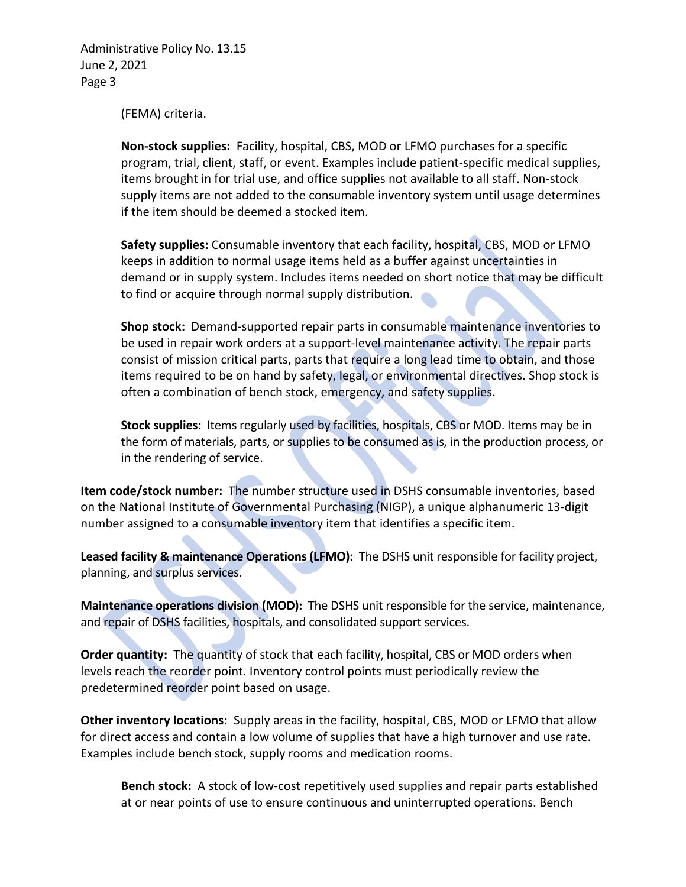(FEMA) criteria.

**Non-stock supplies:** Facility, hospital, CBS, MOD or LFMO purchases for a specific program, trial, client, staff, or event. Examples include patient-specific medical supplies, items brought in for trial use, and office supplies not available to all staff. Non-stock supply items are not added to the consumable inventory system until usage determines if the item should be deemed a stocked item.

**Safety supplies:** Consumable inventory that each facility, hospital, CBS, MOD or LFMO keeps in addition to normal usage items held as a buffer against uncertainties in demand or in supply system. Includes items needed on short notice that may be difficult to find or acquire through normal supply distribution.

**Shop stock:** Demand-supported repair parts in consumable maintenance inventories to be used in repair work orders at a support-level maintenance activity. The repair parts consist of mission critical parts, parts that require a long lead time to obtain, and those items required to be on hand by safety, legal, or environmental directives. Shop stock is often a combination of bench stock, emergency, and safety supplies.

**Stock supplies:** Items regularly used by facilities, hospitals, CBS or MOD. Items may be in the form of materials, parts, or supplies to be consumed as is, in the production process, or in the rendering of service.

**Item code/stock number:** The number structure used in DSHS consumable inventories, based on the National Institute of Governmental Purchasing (NIGP), a unique alphanumeric 13-digit number assigned to a consumable inventory item that identifies a specific item.

**Leased facility & maintenance Operations (LFMO):** The DSHS unit responsible for facility project, planning, and surplus services.

**Maintenance operations division (MOD):** The DSHS unit responsible for the service, maintenance, and repair of DSHS facilities, hospitals, and consolidated support services.

**Order quantity:** The quantity of stock that each facility, hospital, CBS or MOD orders when levels reach the reorder point. Inventory control points must periodically review the predetermined reorder point based on usage.

**Other inventory locations:** Supply areas in the facility, hospital, CBS, MOD or LFMO that allow for direct access and contain a low volume of supplies that have a high turnover and use rate. Examples include bench stock, supply rooms and medication rooms.

**Bench stock:** A stock of low-cost repetitively used supplies and repair parts established at or near points of use to ensure continuous and uninterrupted operations. Bench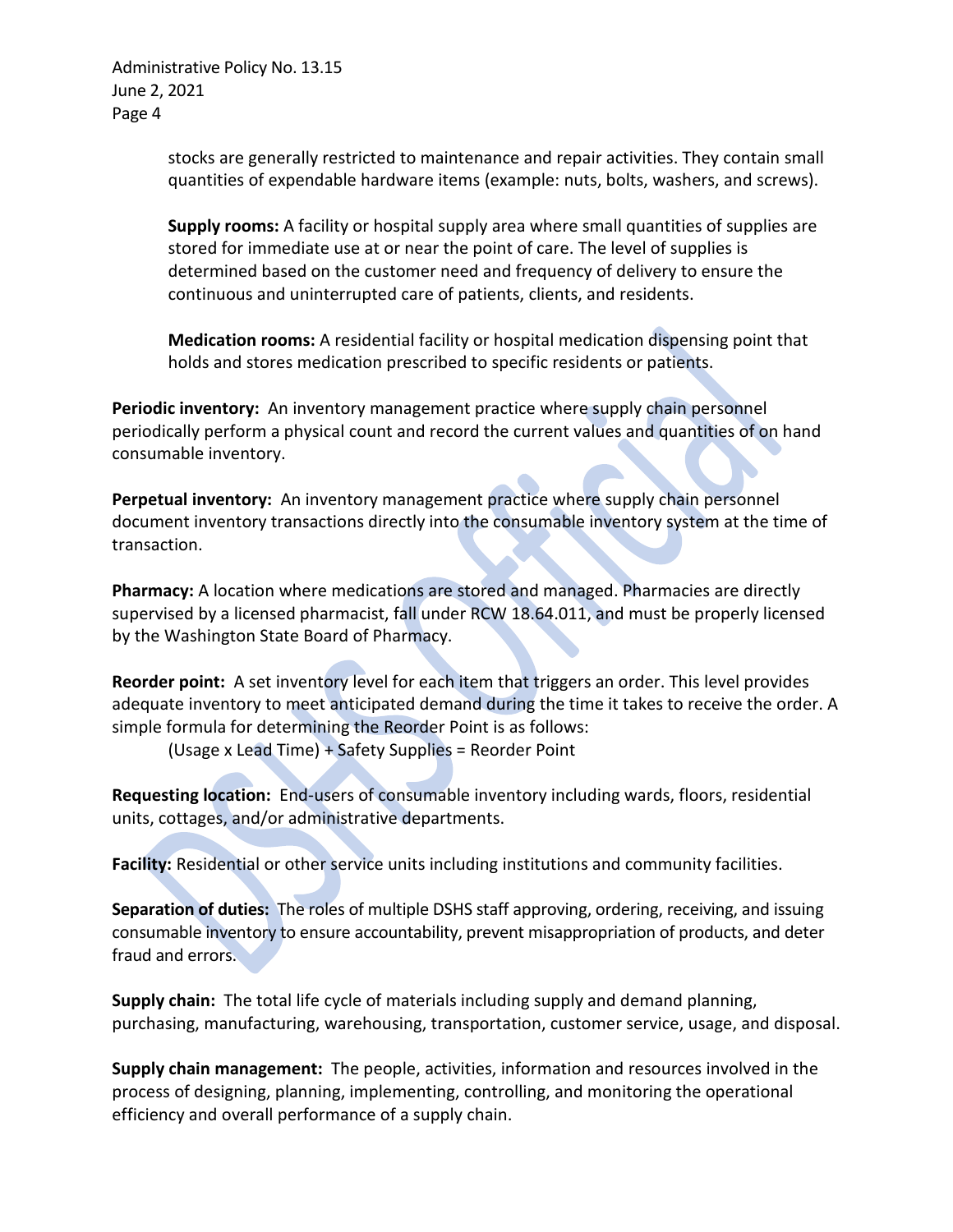stocks are generally restricted to maintenance and repair activities. They contain small quantities of expendable hardware items (example: nuts, bolts, washers, and screws).

**Supply rooms:** A facility or hospital supply area where small quantities of supplies are stored for immediate use at or near the point of care. The level of supplies is determined based on the customer need and frequency of delivery to ensure the continuous and uninterrupted care of patients, clients, and residents.

**Medication rooms:** A residential facility or hospital medication dispensing point that holds and stores medication prescribed to specific residents or patients.

**Periodic inventory:** An inventory management practice where supply chain personnel periodically perform a physical count and record the current values and quantities of on hand consumable inventory.

**Perpetual inventory:** An inventory management practice where supply chain personnel document inventory transactions directly into the consumable inventory system at the time of transaction.

**Pharmacy:** A location where medications are stored and managed. Pharmacies are directly supervised by a licensed pharmacist, fall under RCW 18.64.011, and must be properly licensed by the Washington State Board of Pharmacy.

**Reorder point:** A set inventory level for each item that triggers an order. This level provides adequate inventory to meet anticipated demand during the time it takes to receive the order. A simple formula for determining the Reorder Point is as follows:

(Usage x Lead Time) + Safety Supplies = Reorder Point

**Requesting location:** End-users of consumable inventory including wards, floors, residential units, cottages, and/or administrative departments.

**Facility:** Residential or other service units including institutions and community facilities.

**Separation of duties:** The roles of multiple DSHS staff approving, ordering, receiving, and issuing consumable inventory to ensure accountability, prevent misappropriation of products, and deter fraud and errors.

**Supply chain:** The total life cycle of materials including supply and demand planning, purchasing, manufacturing, warehousing, transportation, customer service, usage, and disposal.

**Supply chain management:** The people, activities, information and resources involved in the process of designing, planning, implementing, controlling, and monitoring the operational efficiency and overall performance of a supply chain.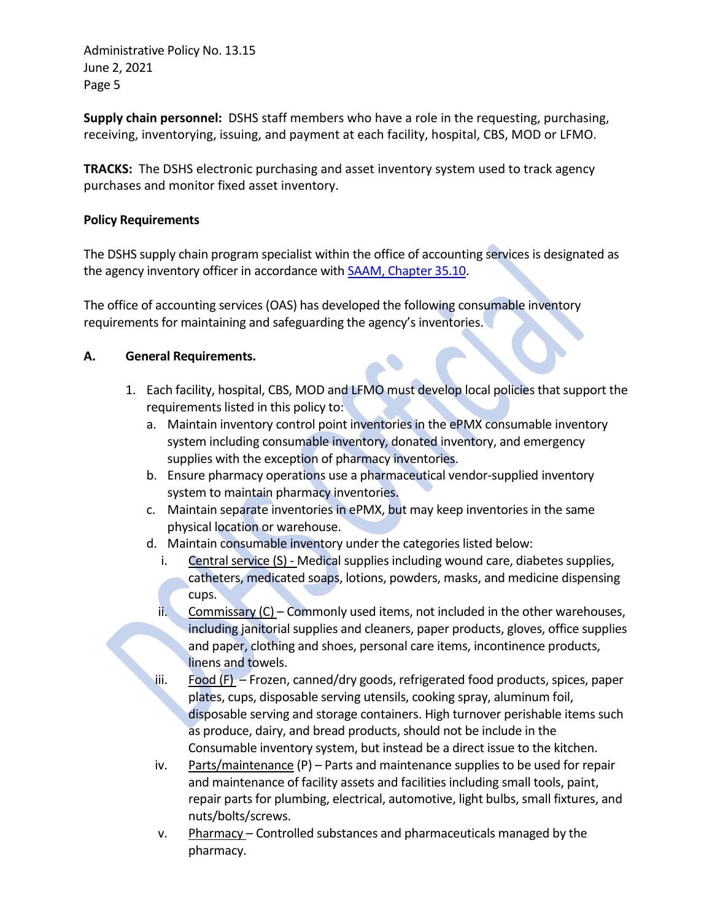**Supply chain personnel:** DSHS staff members who have a role in the requesting, purchasing, receiving, inventorying, issuing, and payment at each facility, hospital, CBS, MOD or LFMO.

**TRACKS:** The DSHS electronic purchasing and asset inventory system used to track agency purchases and monitor fixed asset inventory.

**Policy Requirements**

The DSHS supply chain program specialist within the office of accounting services is designated as the agency inventory officer in accordance with [SAAM, Chapter 35.10](SAAM, Chapter 35.10).

The office of accounting services (OAS) has developed the following consumable inventory requirements for maintaining and safeguarding the agency's inventories.

**A. General Requirements.**

1. Each facility, hospital, CBS, MOD and LFMO must develop local policies that support the requirements listed in this policy to:
   a. Maintain inventory control point inventories in the ePMX consumable inventory system including consumable inventory, donated inventory, and emergency supplies with the exception of pharmacy inventories.
   b. Ensure pharmacy operations use a pharmaceutical vendor-supplied inventory system to maintain pharmacy inventories.
   c. Maintain separate inventories in ePMX, but may keep inventories in the same physical location or warehouse.
   d. Maintain consumable inventory under the categories listed below:
      i. Central service (S) - Medical supplies including wound care, diabetes supplies, catheters, medicated soaps, lotions, powders, masks, and medicine dispensing cups.
      ii. Commissary (C) – Commonly used items, not included in the other warehouses, including janitorial supplies and cleaners, paper products, gloves, office supplies and paper, clothing and shoes, personal care items, incontinence products, linens and towels.
      iii. Food (F) – Frozen, canned/dry goods, refrigerated food products, spices, paper plates, cups, disposable serving utensils, cooking spray, aluminum foil, disposable serving and storage containers. High turnover perishable items such as produce, dairy, and bread products, should not be include in the Consumable inventory system, but instead be a direct issue to the kitchen.
      iv. Parts/maintenance (P) – Parts and maintenance supplies to be used for repair and maintenance of facility assets and facilities including small tools, paint, repair parts for plumbing, electrical, automotive, light bulbs, small fixtures, and nuts/bolts/screws.
      v. Pharmacy – Controlled substances and pharmaceuticals managed by the pharmacy.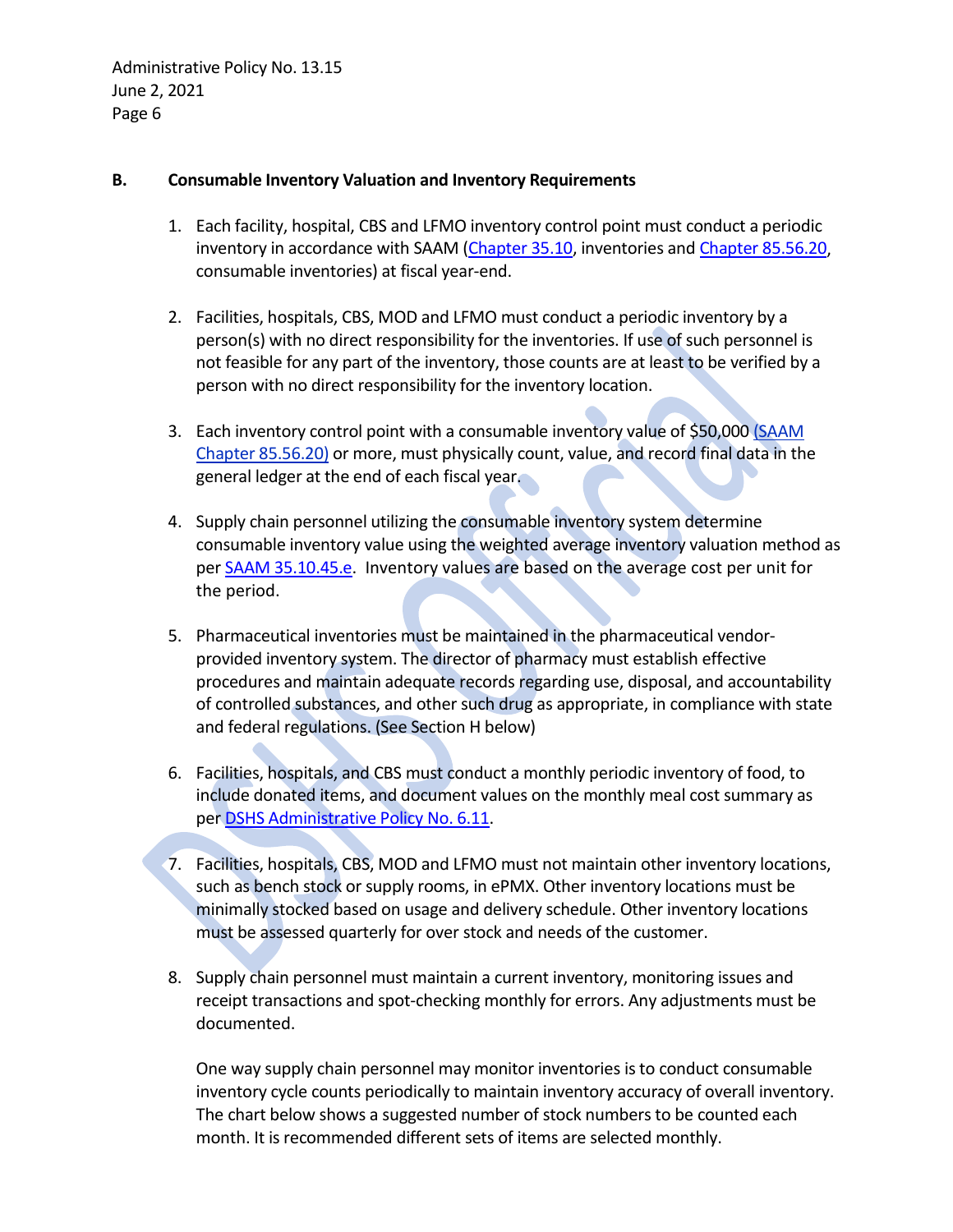### B. Consumable Inventory Valuation and Inventory Requirements

1. Each facility, hospital, CBS and LFMO inventory control point must conduct a periodic inventory in accordance with SAAM (Chapter 35.10, inventories and Chapter 85.56.20, consumable inventories) at fiscal year-end.

2. Facilities, hospitals, CBS, MOD and LFMO must conduct a periodic inventory by a person(s) with no direct responsibility for the inventories. If use of such personnel is not feasible for any part of the inventory, those counts are at least to be verified by a person with no direct responsibility for the inventory location.

3. Each inventory control point with a consumable inventory value of $50,000 (SAAM Chapter 85.56.20) or more, must physically count, value, and record final data in the general ledger at the end of each fiscal year.

4. Supply chain personnel utilizing the consumable inventory system determine consumable inventory value using the weighted average inventory valuation method as per SAAM 35.10.45.e. Inventory values are based on the average cost per unit for the period.

5. Pharmaceutical inventories must be maintained in the pharmaceutical vendor-provided inventory system. The director of pharmacy must establish effective procedures and maintain adequate records regarding use, disposal, and accountability of controlled substances, and other such drug as appropriate, in compliance with state and federal regulations. (See Section H below)

6. Facilities, hospitals, and CBS must conduct a monthly periodic inventory of food, to include donated items, and document values on the monthly meal cost summary as per DSHS Administrative Policy No. 6.11.

7. Facilities, hospitals, CBS, MOD and LFMO must not maintain other inventory locations, such as bench stock or supply rooms, in ePMX. Other inventory locations must be minimally stocked based on usage and delivery schedule. Other inventory locations must be assessed quarterly for over stock and needs of the customer.

8. Supply chain personnel must maintain a current inventory, monitoring issues and receipt transactions and spot-checking monthly for errors. Any adjustments must be documented.

   One way supply chain personnel may monitor inventories is to conduct consumable inventory cycle counts periodically to maintain inventory accuracy of overall inventory. The chart below shows a suggested number of stock numbers to be counted each month. It is recommended different sets of items are selected monthly.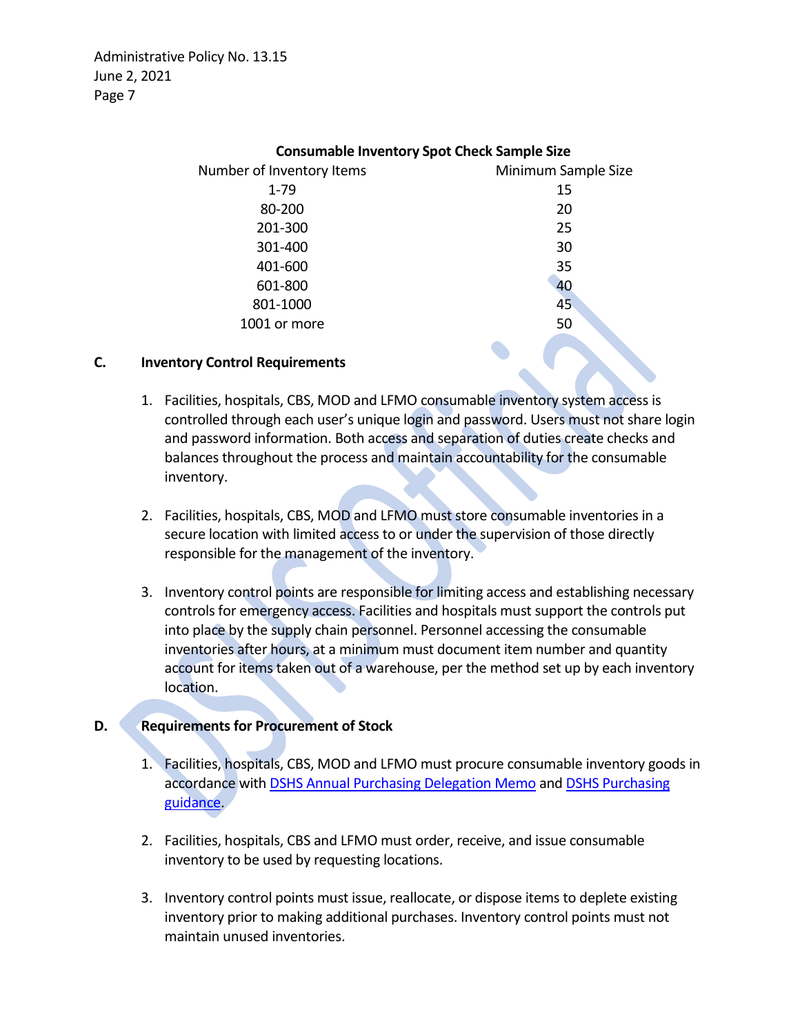**Consumable Inventory Spot Check Sample Size**

| Number of Inventory Items | Minimum Sample Size |
|---|---|
| 1-79 | 15 |
| 80-200 | 20 |
| 201-300 | 25 |
| 301-400 | 30 |
| 401-600 | 35 |
| 601-800 | 40 |
| 801-1000 | 45 |
| 1001 or more | 50 |

**C. Inventory Control Requirements**

1. Facilities, hospitals, CBS, MOD and LFMO consumable inventory system access is controlled through each user's unique login and password. Users must not share login and password information. Both access and separation of duties create checks and balances throughout the process and maintain accountability for the consumable inventory.

2. Facilities, hospitals, CBS, MOD and LFMO must store consumable inventories in a secure location with limited access to or under the supervision of those directly responsible for the management of the inventory.

3. Inventory control points are responsible for limiting access and establishing necessary controls for emergency access. Facilities and hospitals must support the controls put into place by the supply chain personnel. Personnel accessing the consumable inventories after hours, at a minimum must document item number and quantity account for items taken out of a warehouse, per the method set up by each inventory location.

**D. Requirements for Procurement of Stock**

1. Facilities, hospitals, CBS, MOD and LFMO must procure consumable inventory goods in accordance with DSHS Annual Purchasing Delegation Memo and DSHS Purchasing guidance.

2. Facilities, hospitals, CBS and LFMO must order, receive, and issue consumable inventory to be used by requesting locations.

3. Inventory control points must issue, reallocate, or dispose items to deplete existing inventory prior to making additional purchases. Inventory control points must not maintain unused inventories.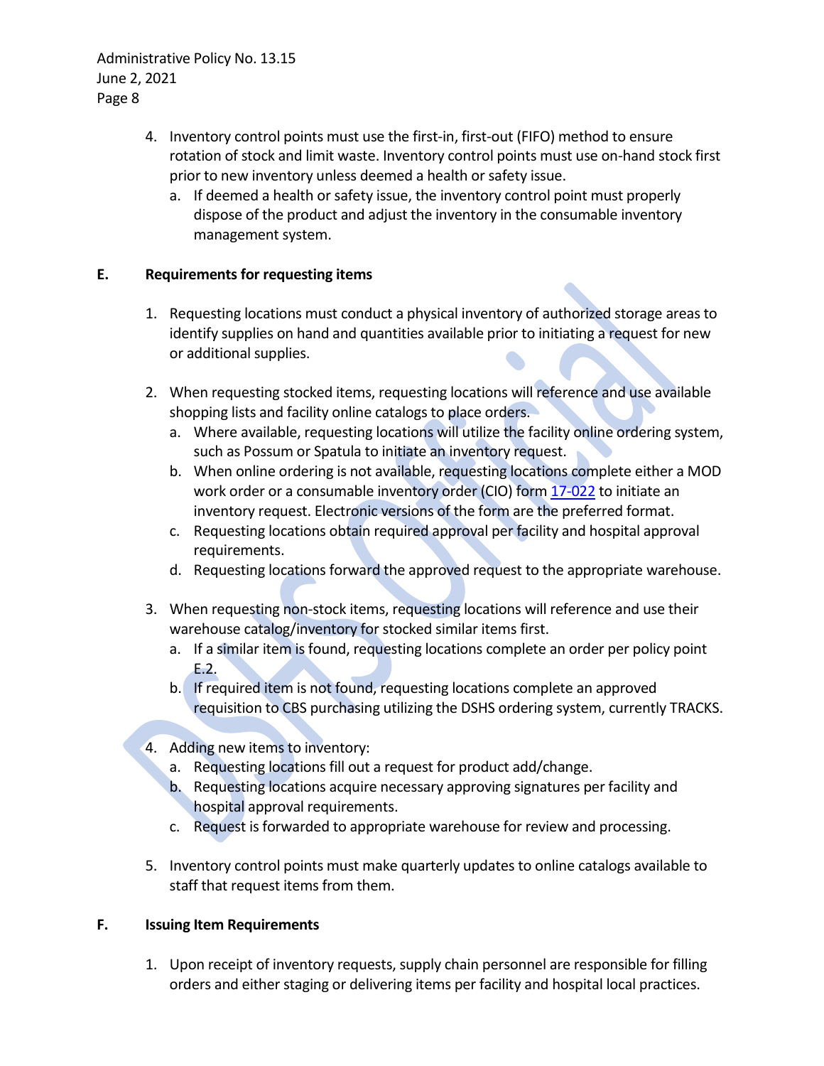4. Inventory control points must use the first-in, first-out (FIFO) method to ensure rotation of stock and limit waste. Inventory control points must use on-hand stock first prior to new inventory unless deemed a health or safety issue.
   a. If deemed a health or safety issue, the inventory control point must properly dispose of the product and adjust the inventory in the consumable inventory management system.

**E. Requirements for requesting items**

1. Requesting locations must conduct a physical inventory of authorized storage areas to identify supplies on hand and quantities available prior to initiating a request for new or additional supplies.

2. When requesting stocked items, requesting locations will reference and use available shopping lists and facility online catalogs to place orders.
   a. Where available, requesting locations will utilize the facility online ordering system, such as Possum or Spatula to initiate an inventory request.
   b. When online ordering is not available, requesting locations complete either a MOD work order or a consumable inventory order (CIO) form 17-022 to initiate an inventory request. Electronic versions of the form are the preferred format.
   c. Requesting locations obtain required approval per facility and hospital approval requirements.
   d. Requesting locations forward the approved request to the appropriate warehouse.

3. When requesting non-stock items, requesting locations will reference and use their warehouse catalog/inventory for stocked similar items first.
   a. If a similar item is found, requesting locations complete an order per policy point E.2.
   b. If required item is not found, requesting locations complete an approved requisition to CBS purchasing utilizing the DSHS ordering system, currently TRACKS.

4. Adding new items to inventory:
   a. Requesting locations fill out a request for product add/change.
   b. Requesting locations acquire necessary approving signatures per facility and hospital approval requirements.
   c. Request is forwarded to appropriate warehouse for review and processing.

5. Inventory control points must make quarterly updates to online catalogs available to staff that request items from them.

**F. Issuing Item Requirements**

1. Upon receipt of inventory requests, supply chain personnel are responsible for filling orders and either staging or delivering items per facility and hospital local practices.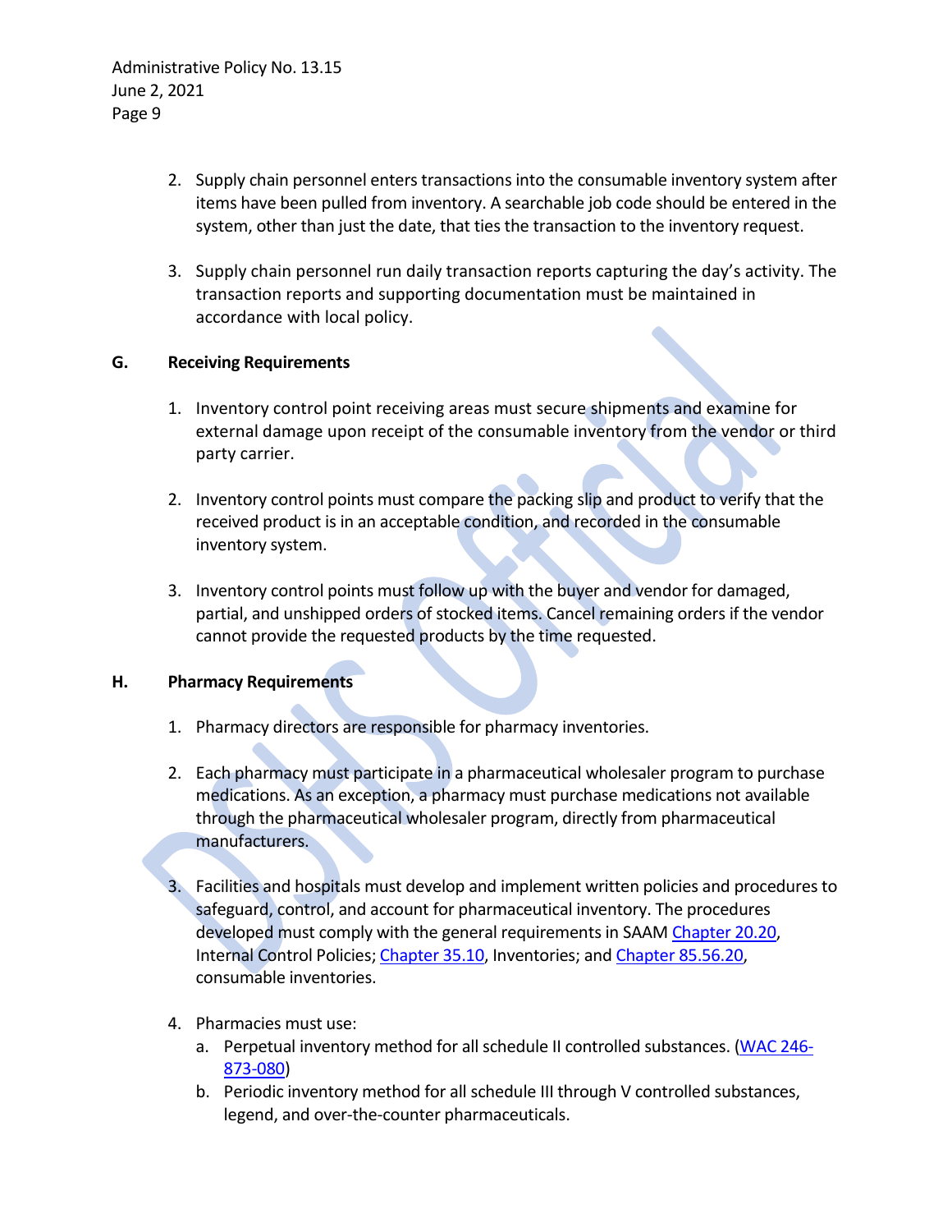2. Supply chain personnel enters transactions into the consumable inventory system after items have been pulled from inventory. A searchable job code should be entered in the system, other than just the date, that ties the transaction to the inventory request.

3. Supply chain personnel run daily transaction reports capturing the day's activity. The transaction reports and supporting documentation must be maintained in accordance with local policy.

**G. Receiving Requirements**

1. Inventory control point receiving areas must secure shipments and examine for external damage upon receipt of the consumable inventory from the vendor or third party carrier.

2. Inventory control points must compare the packing slip and product to verify that the received product is in an acceptable condition, and recorded in the consumable inventory system.

3. Inventory control points must follow up with the buyer and vendor for damaged, partial, and unshipped orders of stocked items. Cancel remaining orders if the vendor cannot provide the requested products by the time requested.

**H. Pharmacy Requirements**

1. Pharmacy directors are responsible for pharmacy inventories.

2. Each pharmacy must participate in a pharmaceutical wholesaler program to purchase medications. As an exception, a pharmacy must purchase medications not available through the pharmaceutical wholesaler program, directly from pharmaceutical manufacturers.

3. Facilities and hospitals must develop and implement written policies and procedures to safeguard, control, and account for pharmaceutical inventory. The procedures developed must comply with the general requirements in SAAM Chapter 20.20, Internal Control Policies; Chapter 35.10, Inventories; and Chapter 85.56.20, consumable inventories.

4. Pharmacies must use:
   a. Perpetual inventory method for all schedule II controlled substances. (WAC 246-873-080)
   b. Periodic inventory method for all schedule III through V controlled substances, legend, and over-the-counter pharmaceuticals.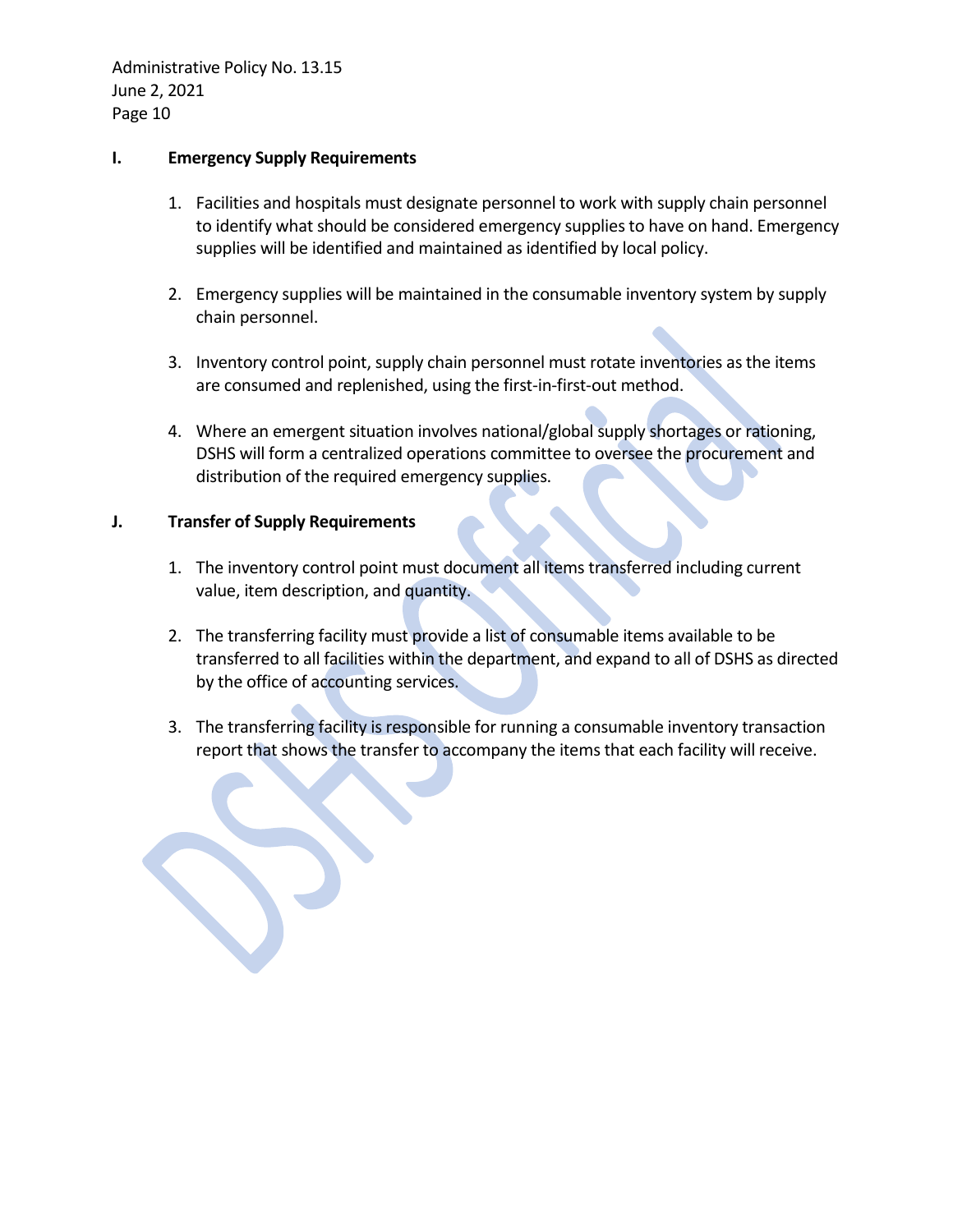## I. Emergency Supply Requirements

1. Facilities and hospitals must designate personnel to work with supply chain personnel to identify what should be considered emergency supplies to have on hand. Emergency supplies will be identified and maintained as identified by local policy.

2. Emergency supplies will be maintained in the consumable inventory system by supply chain personnel.

3. Inventory control point, supply chain personnel must rotate inventories as the items are consumed and replenished, using the first-in-first-out method.

4. Where an emergent situation involves national/global supply shortages or rationing, DSHS will form a centralized operations committee to oversee the procurement and distribution of the required emergency supplies.

## J. Transfer of Supply Requirements

1. The inventory control point must document all items transferred including current value, item description, and quantity.

2. The transferring facility must provide a list of consumable items available to be transferred to all facilities within the department, and expand to all of DSHS as directed by the office of accounting services.

3. The transferring facility is responsible for running a consumable inventory transaction report that shows the transfer to accompany the items that each facility will receive.